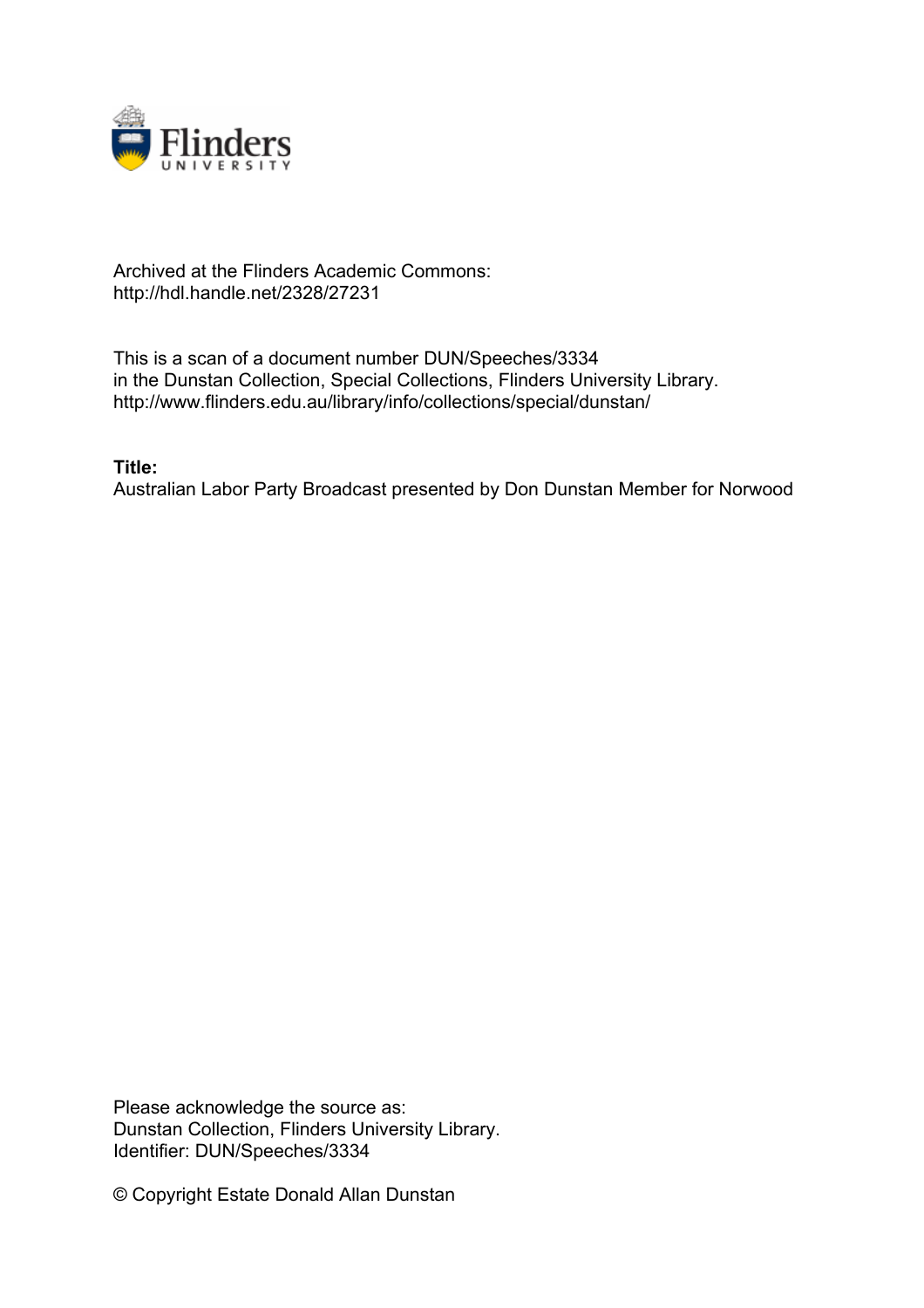Archived at the Flinders Academic Commons:
http://hdl.handle.net/2328/27231

This is a scan of a document number DUN/Speeches/3334
in the Dunstan Collection, Special Collections, Flinders University Library.
http://www.flinders.edu.au/library/info/collections/special/dunstan/

**Title:**
Australian Labor Party Broadcast presented by Don Dunstan Member for Norwood

Please acknowledge the source as:
Dunstan Collection, Flinders University Library.
Identifier: DUN/Speeches/3334

© Copyright Estate Donald Allan Dunstan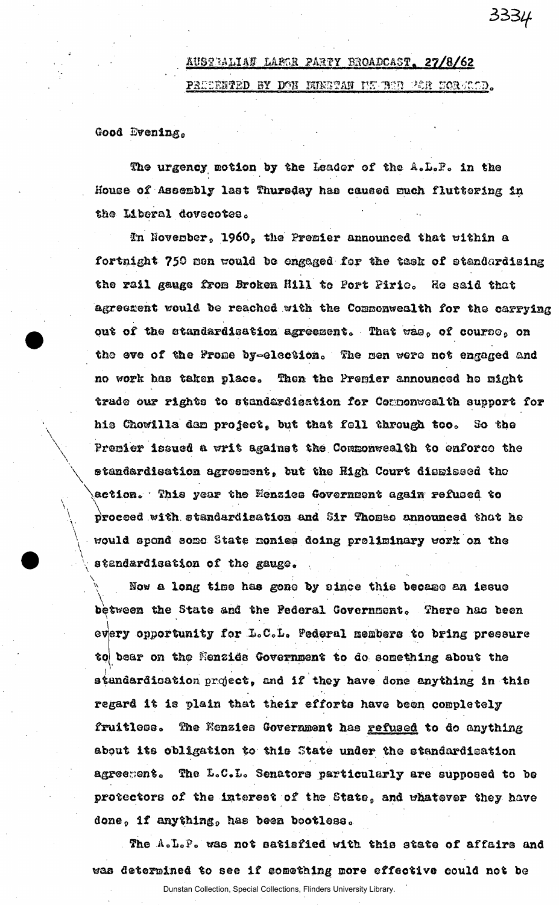AUSTRALIAN LABOR PARTY BROADCAST, 27/8/62

PRESENTED BY DON DUNSTAN MEMBER FOR NORWOOD.

Good Evening.

The urgency motion by the Leader of the A.L.P. in the House of Assembly last Thursday has caused much fluttering in the Liberal dovecotes.

In November, 1960, the Premier announced that within a fortnight 750 men would be engaged for the task of standardising the rail gauge from Broken Hill to Port Pirie. He said that agreement would be reached with the Commonwealth for the carrying out of the standardisation agreement. That was, of course, on the eve of the Frome by-election. The men were not engaged and no work has taken place. Then the Premier announced he might trade our rights to standardisation for Commonwealth support for his Chowilla dam project, but that fell through too. So the Premier issued a writ against the Commonwealth to enforce the standardisation agreement, but the High Court dismissed the action. This year the Menzies Government again refused to proceed with standardisation and Sir Thomas announced that he would spend some State monies doing preliminary work on the standardisation of the gauge.

Now a long time has gone by since this became an issue between the State and the Federal Government. There has been every opportunity for L.C.L. Federal members to bring pressure to bear on the Menzies Government to do something about the standardisation project, and if they have done anything in this regard it is plain that their efforts have been completely fruitless. The Menzies Government has refused to do anything about its obligation to this State under the standardisation agreement. The L.C.L. Senators particularly are supposed to be protectors of the interest of the State, and whatever they have done, if anything, has been bootless.

The A.L.P. was not satisfied with this state of affairs and was determined to see if something more effective could not be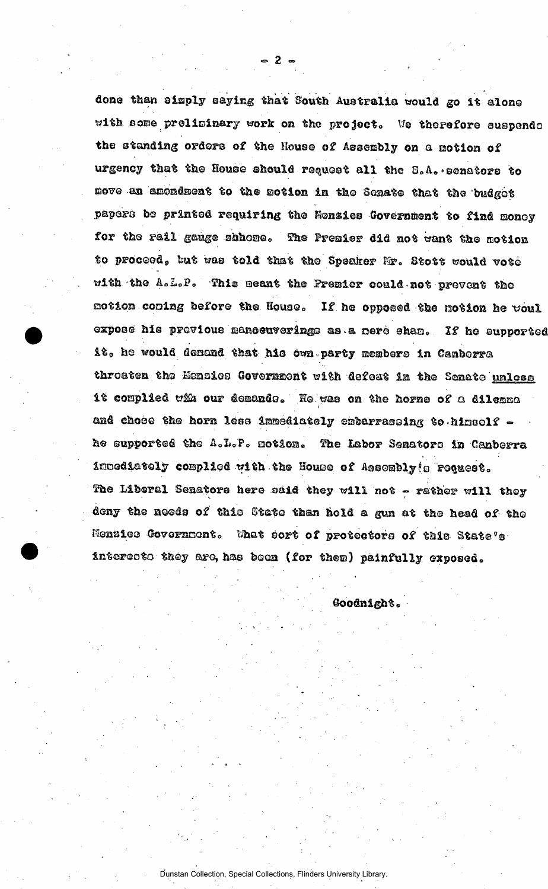done than simply saying that South Australia would go it alone with some preliminary work on the project. We therefore suspendo the standing orders of the House of Assembly on a motion of urgency that the House should request all the S.A. senators to move an amendment to the motion in the Senate that the budget papers be printed requiring the Menzies Government to find money for the rail gauge scheme. The Premier did not want the motion to proceed, but was told that the Speaker Mr. Stott would vote with the A.L.P. This meant the Premier could not prevent the motion coming before the House. If he opposed the motion he woul expose his previous manoeuverings as a mere sham. If he supported it, he would demand that his own party members in Canberra threaten the Menzies Government with defeat in the Senate <u>unless</u> it complied with our demands. He was on the horns of a dilemma and chose the horn less immediately embarrassing to himself - he supported the A.L.P. motion. The Labor Senators in Canberra immediately complied with the House of Assembly's request. The Liberal Senators here said they will not - rather will they deny the needs of this State than hold a gun at the head of the Menzies Government. What sort of protectors of this State's interests they are, has been (for them) painfully exposed.

Goodnight.

Dunstan Collection, Special Collections, Flinders University Library.